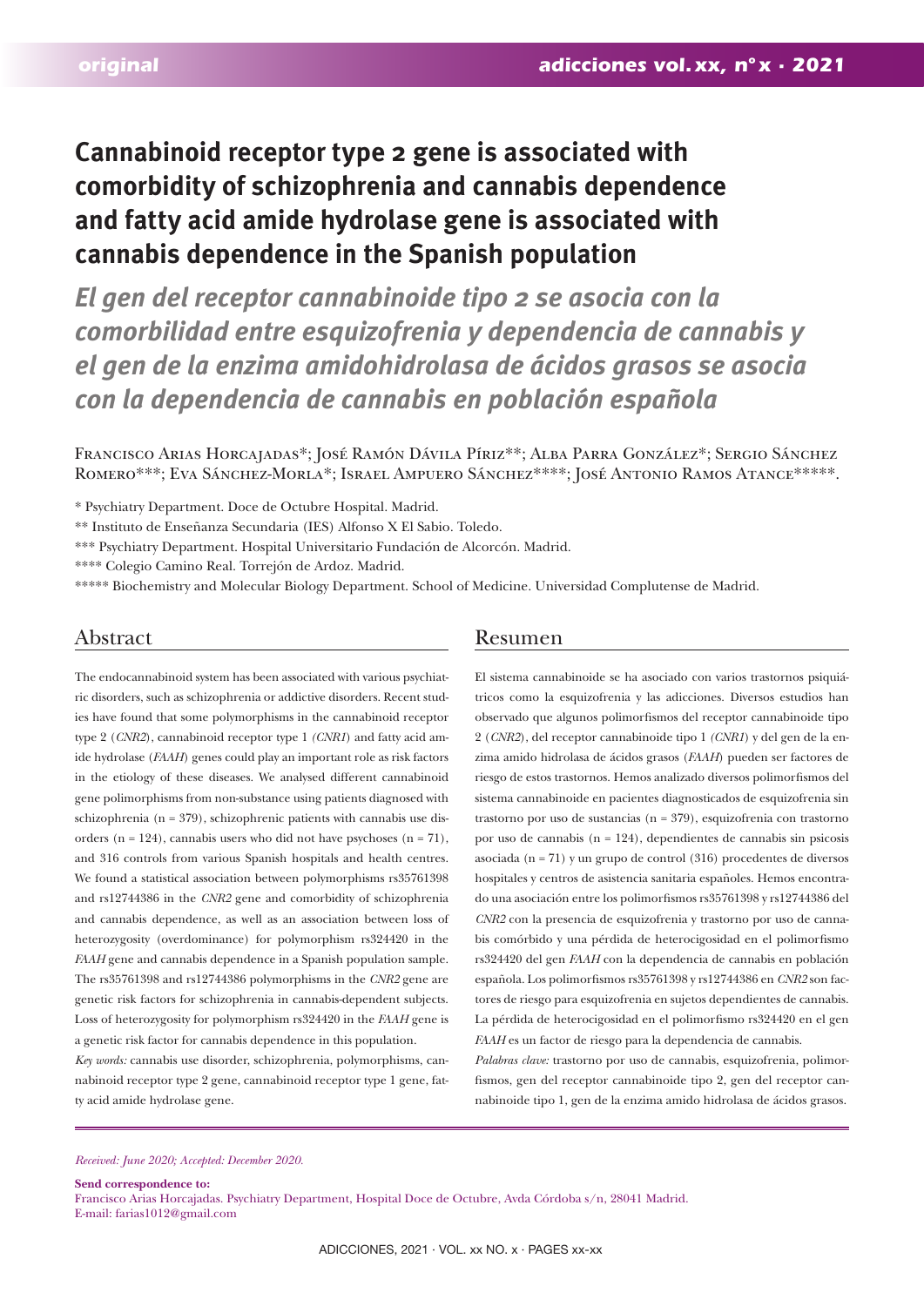original

# Cannabinoid receptor type 2 gene is associated with comorbidity of schizophrenia and cannabis dependence and fatty acid amide hydrolase gene is associated with cannabis dependence in the Spanish population

## *El gen del receptor cannabinoide tipo 2 se asocia con la comorbilidad entre esquizofrenia y dependencia de cannabis y el gen de la enzima amidohidrolasa de ácidos grasos se asocia con la dependencia de cannabis en población española*

Francisco Arias Horcajadas*; José Ramón Dávila Píriz**; Alba Parra González*; Sergio Sánchez Romero***; Eva Sánchez-Morla*; Israel Ampuero Sánchez****; José Antonio Ramos Atance*****.

\* Psychiatry Department. Doce de Octubre Hospital. Madrid.

\** Instituto de Enseñanza Secundaria (IES) Alfonso X El Sabio. Toledo.

\*** Psychiatry Department. Hospital Universitario Fundación de Alcorcón. Madrid.

\**** Colegio Camino Real. Torrejón de Ardoz. Madrid.

\***** Biochemistry and Molecular Biology Department. School of Medicine. Universidad Complutense de Madrid.

## Abstract

The endocannabinoid system has been associated with various psychiatric disorders, such as schizophrenia or addictive disorders. Recent studies have found that some polymorphisms in the cannabinoid receptor type 2 (*CNR2*), cannabinoid receptor type 1 *(CNR1*) and fatty acid amide hydrolase (*FAAH*) genes could play an important role as risk factors in the etiology of these diseases. We analysed different cannabinoid gene polimorphisms from non-substance using patients diagnosed with schizophrenia (n = 379), schizophrenic patients with cannabis use disorders (n = 124), cannabis users who did not have psychoses (n = 71), and 316 controls from various Spanish hospitals and health centres. We found a statistical association between polymorphisms rs35761398 and rs12744386 in the *CNR2* gene and comorbidity of schizophrenia and cannabis dependence, as well as an association between loss of heterozygosity (overdominance) for polymorphism rs324420 in the *FAAH* gene and cannabis dependence in a Spanish population sample. The rs35761398 and rs12744386 polymorphisms in the *CNR2* gene are genetic risk factors for schizophrenia in cannabis-dependent subjects. Loss of heterozygosity for polymorphism rs324420 in the *FAAH* gene is a genetic risk factor for cannabis dependence in this population.

*Key words:* cannabis use disorder, schizophrenia, polymorphisms, cannabinoid receptor type 2 gene, cannabinoid receptor type 1 gene, fatty acid amide hydrolase gene.

## Resumen

El sistema cannabinoide se ha asociado con varios trastornos psiquiátricos como la esquizofrenia y las adicciones. Diversos estudios han observado que algunos polimorfismos del receptor cannabinoide tipo 2 (*CNR2*), del receptor cannabinoide tipo 1 *(CNR1*) y del gen de la enzima amido hidrolasa de ácidos grasos (*FAAH*) pueden ser factores de riesgo de estos trastornos. Hemos analizado diversos polimorfismos del sistema cannabinoide en pacientes diagnosticados de esquizofrenia sin trastorno por uso de sustancias (n = 379), esquizofrenia con trastorno por uso de cannabis (n = 124), dependientes de cannabis sin psicosis asociada (n = 71) y un grupo de control (316) procedentes de diversos hospitales y centros de asistencia sanitaria españoles. Hemos encontrado una asociación entre los polimorfismos rs35761398 y rs12744386 del *CNR2* con la presencia de esquizofrenia y trastorno por uso de cannabis comórbido y una pérdida de heterocigosidad en el polimorfismo rs324420 del gen *FAAH* con la dependencia de cannabis en población española. Los polimorfismos rs35761398 y rs12744386 en *CNR2* son factores de riesgo para esquizofrenia en sujetos dependientes de cannabis. La pérdida de heterocigosidad en el polimorfismo rs324420 en el gen *FAAH* es un factor de riesgo para la dependencia de cannabis.

*Palabras clave:* trastorno por uso de cannabis, esquizofrenia, polimorfismos, gen del receptor cannabinoide tipo 2, gen del receptor cannabinoide tipo 1, gen de la enzima amido hidrolasa de ácidos grasos.

*Received: June 2020; Accepted: December 2020.*

**Send correspondence to:**
Francisco Arias Horcajadas. Psychiatry Department, Hospital Doce de Octubre, Avda Córdoba s/n, 28041 Madrid.
E-mail: farias1012@gmail.com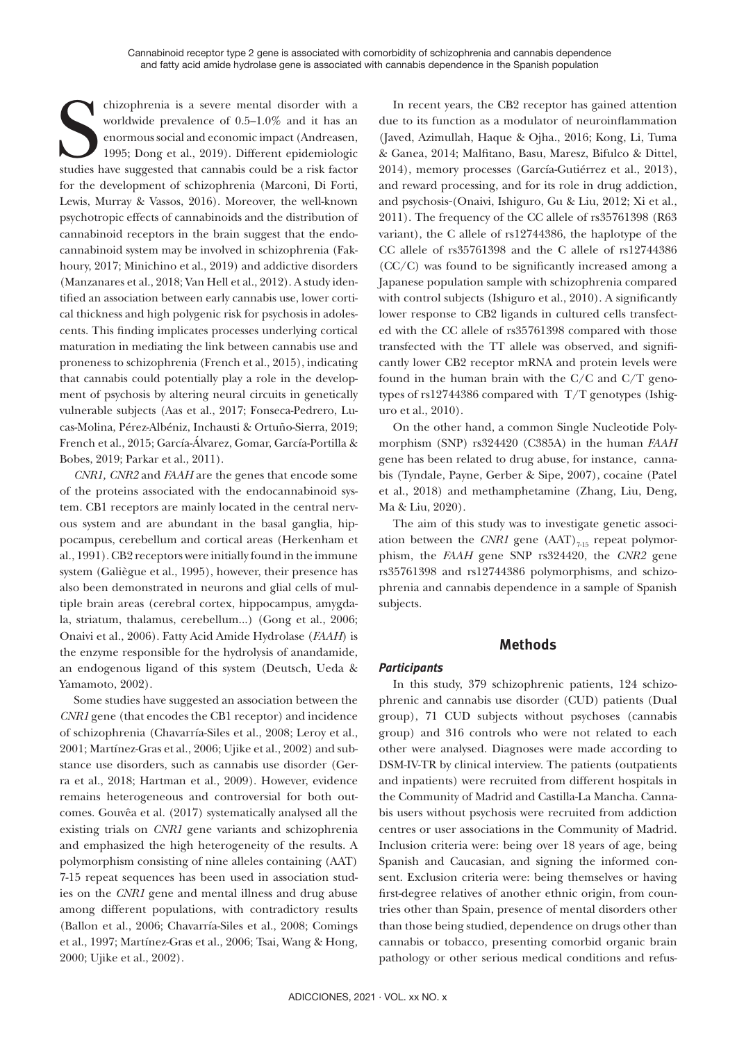Schizophrenia is a severe mental disorder with a worldwide prevalence of 0.5–1.0% and it has an enormous social and economic impact (Andreasen, 1995; Dong et al., 2019). Different epidemiologic studies have suggested that cannabis could be a risk factor for the development of schizophrenia (Marconi, Di Forti, Lewis, Murray & Vassos, 2016). Moreover, the well-known psychotropic effects of cannabinoids and the distribution of cannabinoid receptors in the brain suggest that the endocannabinoid system may be involved in schizophrenia (Fakhoury, 2017; Minichino et al., 2019) and addictive disorders (Manzanares et al., 2018; Van Hell et al., 2012). A study identified an association between early cannabis use, lower cortical thickness and high polygenic risk for psychosis in adolescents. This finding implicates processes underlying cortical maturation in mediating the link between cannabis use and proneness to schizophrenia (French et al., 2015), indicating that cannabis could potentially play a role in the development of psychosis by altering neural circuits in genetically vulnerable subjects (Aas et al., 2017; Fonseca-Pedrero, Lucas-Molina, Pérez-Albéniz, Inchausti & Ortuño-Sierra, 2019; French et al., 2015; García-Álvarez, Gomar, García-Portilla & Bobes, 2019; Parkar et al., 2011).

*CNR1, CNR2* and *FAAH* are the genes that encode some of the proteins associated with the endocannabinoid system. CB1 receptors are mainly located in the central nervous system and are abundant in the basal ganglia, hippocampus, cerebellum and cortical areas (Herkenham et al., 1991). CB2 receptors were initially found in the immune system (Galiègue et al., 1995), however, their presence has also been demonstrated in neurons and glial cells of multiple brain areas (cerebral cortex, hippocampus, amygdala, striatum, thalamus, cerebellum...) (Gong et al., 2006; Onaivi et al., 2006). Fatty Acid Amide Hydrolase (*FAAH*) is the enzyme responsible for the hydrolysis of anandamide, an endogenous ligand of this system (Deutsch, Ueda & Yamamoto, 2002).

Some studies have suggested an association between the *CNR1* gene (that encodes the CB1 receptor) and incidence of schizophrenia (Chavarría-Siles et al., 2008; Leroy et al., 2001; Martínez-Gras et al., 2006; Ujike et al., 2002) and substance use disorders, such as cannabis use disorder (Gerra et al., 2018; Hartman et al., 2009). However, evidence remains heterogeneous and controversial for both outcomes. Gouvêa et al. (2017) systematically analysed all the existing trials on *CNR1* gene variants and schizophrenia and emphasized the high heterogeneity of the results. A polymorphism consisting of nine alleles containing (AAT) 7-15 repeat sequences has been used in association studies on the *CNR1* gene and mental illness and drug abuse among different populations, with contradictory results (Ballon et al., 2006; Chavarría-Siles et al., 2008; Comings et al., 1997; Martínez-Gras et al., 2006; Tsai, Wang & Hong, 2000; Ujike et al., 2002).

In recent years, the CB2 receptor has gained attention due to its function as a modulator of neuroinflammation (Javed, Azimullah, Haque & Ojha., 2016; Kong, Li, Tuma & Ganea, 2014; Malfitano, Basu, Maresz, Bifulco & Dittel, 2014), memory processes (García-Gutiérrez et al., 2013), and reward processing, and for its role in drug addiction, and psychosis-(Onaivi, Ishiguro, Gu & Liu, 2012; Xi et al., 2011). The frequency of the CC allele of rs35761398 (R63 variant), the C allele of rs12744386, the haplotype of the CC allele of rs35761398 and the C allele of rs12744386 (CC/C) was found to be significantly increased among a Japanese population sample with schizophrenia compared with control subjects (Ishiguro et al., 2010). A significantly lower response to CB2 ligands in cultured cells transfected with the CC allele of rs35761398 compared with those transfected with the TT allele was observed, and significantly lower CB2 receptor mRNA and protein levels were found in the human brain with the C/C and C/T genotypes of rs12744386 compared with T/T genotypes (Ishiguro et al., 2010).

On the other hand, a common Single Nucleotide Polymorphism (SNP) rs324420 (C385A) in the human *FAAH* gene has been related to drug abuse, for instance, cannabis (Tyndale, Payne, Gerber & Sipe, 2007), cocaine (Patel et al., 2018) and methamphetamine (Zhang, Liu, Deng, Ma & Liu, 2020).

The aim of this study was to investigate genetic association between the *CNR1* gene $(AAT)_{7\text{-}15}$ repeat polymorphism, the *FAAH* gene SNP rs324420, the *CNR2* gene rs35761398 and rs12744386 polymorphisms, and schizophrenia and cannabis dependence in a sample of Spanish subjects.

## Methods

### *Participants*

In this study, 379 schizophrenic patients, 124 schizophrenic and cannabis use disorder (CUD) patients (Dual group), 71 CUD subjects without psychoses (cannabis group) and 316 controls who were not related to each other were analysed. Diagnoses were made according to DSM-IV-TR by clinical interview. The patients (outpatients and inpatients) were recruited from different hospitals in the Community of Madrid and Castilla-La Mancha. Cannabis users without psychosis were recruited from addiction centres or user associations in the Community of Madrid. Inclusion criteria were: being over 18 years of age, being Spanish and Caucasian, and signing the informed consent. Exclusion criteria were: being themselves or having first-degree relatives of another ethnic origin, from countries other than Spain, presence of mental disorders other than those being studied, dependence on drugs other than cannabis or tobacco, presenting comorbid organic brain pathology or other serious medical conditions and refus-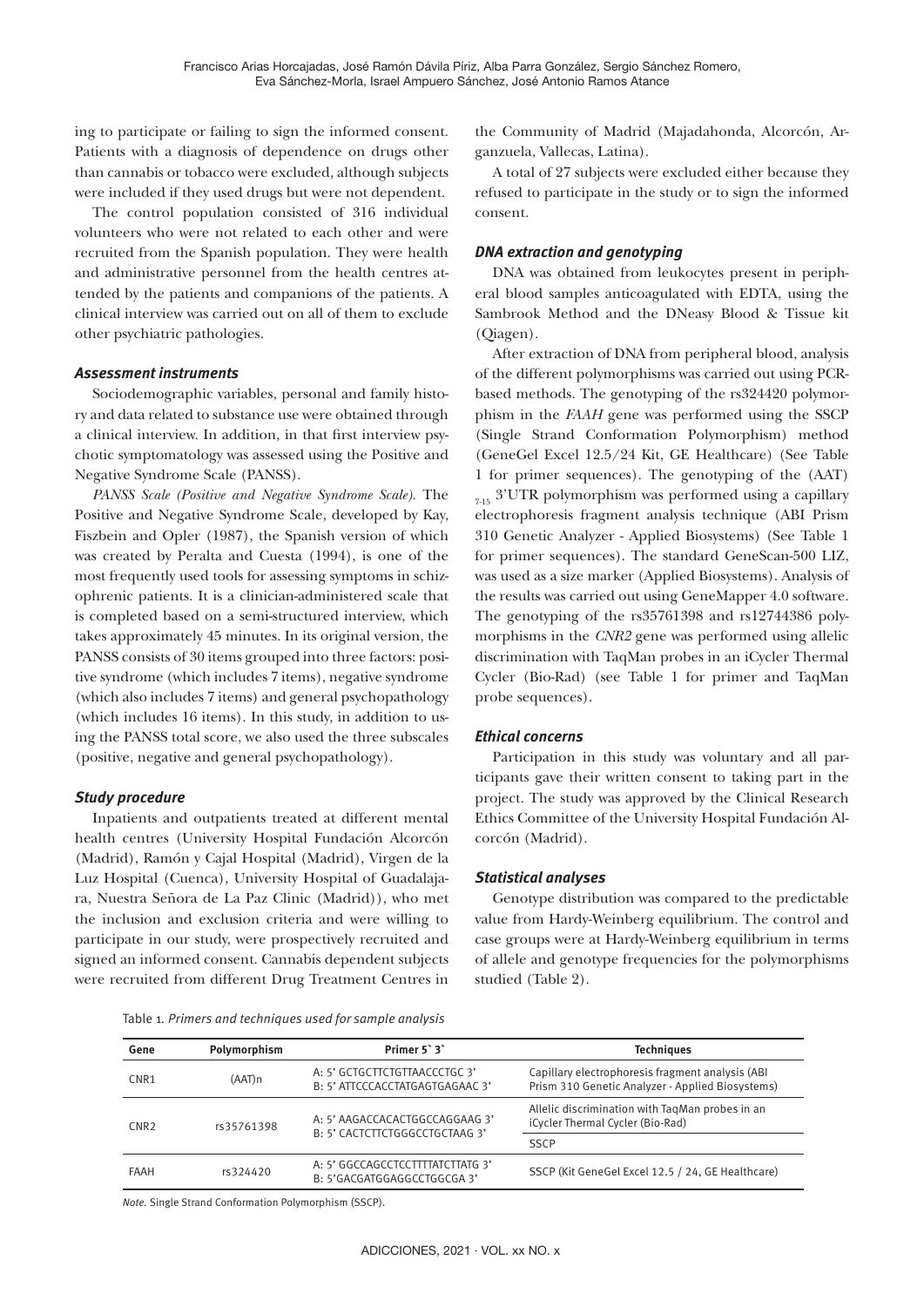ing to participate or failing to sign the informed consent. Patients with a diagnosis of dependence on drugs other than cannabis or tobacco were excluded, although subjects were included if they used drugs but were not dependent.

The control population consisted of 316 individual volunteers who were not related to each other and were recruited from the Spanish population. They were health and administrative personnel from the health centres attended by the patients and companions of the patients. A clinical interview was carried out on all of them to exclude other psychiatric pathologies.

### *Assessment instruments*

Sociodemographic variables, personal and family history and data related to substance use were obtained through a clinical interview. In addition, in that first interview psychotic symptomatology was assessed using the Positive and Negative Syndrome Scale (PANSS).

*PANSS Scale (Positive and Negative Syndrome Scale).* The Positive and Negative Syndrome Scale, developed by Kay, Fiszbein and Opler (1987), the Spanish version of which was created by Peralta and Cuesta (1994), is one of the most frequently used tools for assessing symptoms in schizophrenic patients. It is a clinician-administered scale that is completed based on a semi-structured interview, which takes approximately 45 minutes. In its original version, the PANSS consists of 30 items grouped into three factors: positive syndrome (which includes 7 items), negative syndrome (which also includes 7 items) and general psychopathology (which includes 16 items). In this study, in addition to using the PANSS total score, we also used the three subscales (positive, negative and general psychopathology).

### *Study procedure*

Inpatients and outpatients treated at different mental health centres (University Hospital Fundación Alcorcón (Madrid), Ramón y Cajal Hospital (Madrid), Virgen de la Luz Hospital (Cuenca), University Hospital of Guadalajara, Nuestra Señora de La Paz Clinic (Madrid)), who met the inclusion and exclusion criteria and were willing to participate in our study, were prospectively recruited and signed an informed consent. Cannabis dependent subjects were recruited from different Drug Treatment Centres in the Community of Madrid (Majadahonda, Alcorcón, Arganzuela, Vallecas, Latina).

A total of 27 subjects were excluded either because they refused to participate in the study or to sign the informed consent.

### *DNA extraction and genotyping*

DNA was obtained from leukocytes present in peripheral blood samples anticoagulated with EDTA, using the Sambrook Method and the DNeasy Blood & Tissue kit (Qiagen).

After extraction of DNA from peripheral blood, analysis of the different polymorphisms was carried out using PCR-based methods. The genotyping of the rs324420 polymorphism in the *FAAH* gene was performed using the SSCP (Single Strand Conformation Polymorphism) method (GeneGel Excel 12.5/24 Kit, GE Healthcare) (See Table 1 for primer sequences). The genotyping of the (AAT)$_{7\text{-}15}$ 3'UTR polymorphism was performed using a capillary electrophoresis fragment analysis technique (ABI Prism 310 Genetic Analyzer - Applied Biosystems) (See Table 1 for primer sequences). The standard GeneScan-500 LIZ, was used as a size marker (Applied Biosystems). Analysis of the results was carried out using GeneMapper 4.0 software. The genotyping of the rs35761398 and rs12744386 polymorphisms in the *CNR2* gene was performed using allelic discrimination with TaqMan probes in an iCycler Thermal Cycler (Bio-Rad) (see Table 1 for primer and TaqMan probe sequences).

### *Ethical concerns*

Participation in this study was voluntary and all participants gave their written consent to taking part in the project. The study was approved by the Clinical Research Ethics Committee of the University Hospital Fundación Alcorcón (Madrid).

### *Statistical analyses*

Genotype distribution was compared to the predictable value from Hardy-Weinberg equilibrium. The control and case groups were at Hardy-Weinberg equilibrium in terms of allele and genotype frequencies for the polymorphisms studied (Table 2).

Table 1. *Primers and techniques used for sample analysis*

| Gene | Polymorphism | Primer 5` 3` | Techniques |
|---|---|---|---|
| CNR1 | (AAT)n | A: 5' GCTGCTTCTGTTAACCCTGC 3'<br>B: 5' ATTCCCACCTATGAGTGAGAAC 3' | Capillary electrophoresis fragment analysis (ABI Prism 310 Genetic Analyzer - Applied Biosystems) |
| CNR2 | rs35761398 | A: 5' AAGACCACACTGGCCAGGAAG 3'<br>B: 5' CACTCTTCTGGGCCTGCTAAG 3' | Allelic discrimination with TaqMan probes in an iCycler Thermal Cycler (Bio-Rad) |
| | | | SSCP |
| FAAH | rs324420 | A: 5' GGCCAGCCTCCTTTTATCTTATG 3'<br>B: 5'GACGATGGAGGCCTGGCGA 3' | SSCP (Kit GeneGel Excel 12.5 / 24, GE Healthcare) |

*Note.* Single Strand Conformation Polymorphism (SSCP).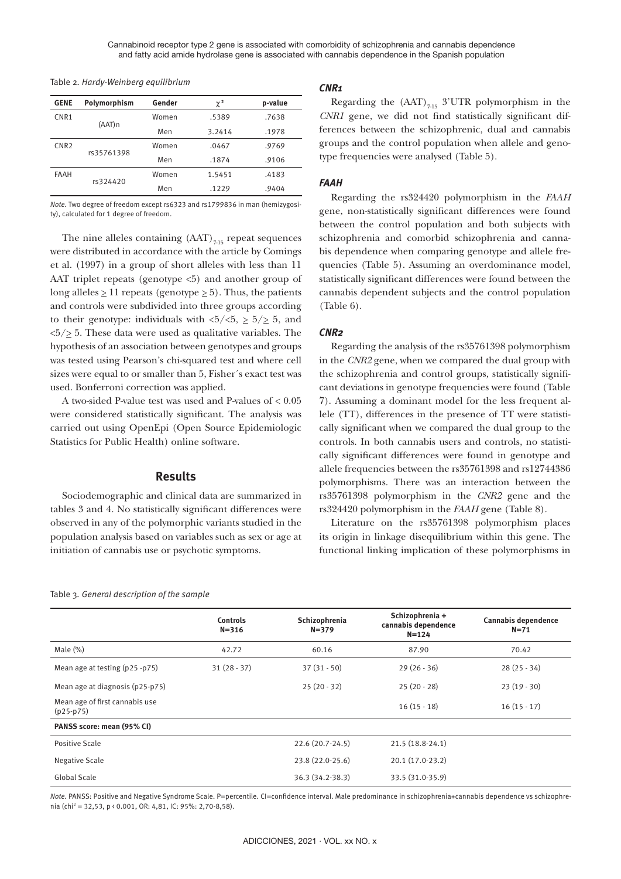Table 2. *Hardy-Weinberg equilibrium*

| GENE | Polymorphism | Gender | $\chi^2$ | p-value |
|---|---|---|---|---|
| CNR1 | (AAT)n | Women | .5389 | .7638 |
| | | Men | 3.2414 | .1978 |
| CNR2 | rs35761398 | Women | .0467 | .9769 |
| | | Men | .1874 | .9106 |
| FAAH | rs324420 | Women | 1.5451 | .4183 |
| | | Men | .1229 | .9404 |

*Note.* Two degree of freedom except rs6323 and rs1799836 in man (hemizygosity), calculated for 1 degree of freedom.

The nine alleles containing $(AAT)_{7\text{-}15}$ repeat sequences were distributed in accordance with the article by Comings et al. (1997) in a group of short alleles with less than 11 AAT triplet repeats (genotype <5) and another group of long alleles ≥ 11 repeats (genotype ≥ 5). Thus, the patients and controls were subdivided into three groups according to their genotype: individuals with <5/<5, ≥ 5/≥ 5, and <5/≥ 5. These data were used as qualitative variables. The hypothesis of an association between genotypes and groups was tested using Pearson's chi-squared test and where cell sizes were equal to or smaller than 5, Fisher´s exact test was used. Bonferroni correction was applied.

A two-sided P-value test was used and P-values of < 0.05 were considered statistically significant. The analysis was carried out using OpenEpi (Open Source Epidemiologic Statistics for Public Health) online software.

## Results

Sociodemographic and clinical data are summarized in tables 3 and 4. No statistically significant differences were observed in any of the polymorphic variants studied in the population analysis based on variables such as sex or age at initiation of cannabis use or psychotic symptoms.

### *CNR1*

Regarding the $(AAT)_{7\text{-}15}$ 3'UTR polymorphism in the *CNR1* gene, we did not find statistically significant differences between the schizophrenic, dual and cannabis groups and the control population when allele and genotype frequencies were analysed (Table 5).

### *FAAH*

Regarding the rs324420 polymorphism in the *FAAH* gene, non-statistically significant differences were found between the control population and both subjects with schizophrenia and comorbid schizophrenia and cannabis dependence when comparing genotype and allele frequencies (Table 5). Assuming an overdominance model, statistically significant differences were found between the cannabis dependent subjects and the control population (Table 6).

### *CNR2*

Regarding the analysis of the rs35761398 polymorphism in the *CNR2* gene, when we compared the dual group with the schizophrenia and control groups, statistically significant deviations in genotype frequencies were found (Table 7). Assuming a dominant model for the less frequent allele (TT), differences in the presence of TT were statistically significant when we compared the dual group to the controls. In both cannabis users and controls, no statistically significant differences were found in genotype and allele frequencies between the rs35761398 and rs12744386 polymorphisms. There was an interaction between the rs35761398 polymorphism in the *CNR2* gene and the rs324420 polymorphism in the *FAAH* gene (Table 8).

Literature on the rs35761398 polymorphism places its origin in linkage disequilibrium within this gene. The functional linking implication of these polymorphisms in

Table 3. *General description of the sample*

| | Controls N=316 | Schizophrenia N=379 | Schizophrenia + cannabis dependence N=124 | Cannabis dependence N=71 |
|---|---|---|---|---|
| Male (%) | 42.72 | 60.16 | 87.90 | 70.42 |
| Mean age at testing (p25 -p75) | 31 (28 - 37) | 37 (31 - 50) | 29 (26 - 36) | 28 (25 - 34) |
| Mean age at diagnosis (p25-p75) | | 25 (20 - 32) | 25 (20 - 28) | 23 (19 - 30) |
| Mean age of first cannabis use (p25-p75) | | | 16 (15 - 18) | 16 (15 - 17) |
| **PANSS score: mean (95% CI)** | | | | |
| Positive Scale | | 22.6 (20.7-24.5) | 21.5 (18.8-24.1) | |
| Negative Scale | | 23.8 (22.0-25.6) | 20.1 (17.0-23.2) | |
| Global Scale | | 36.3 (34.2-38.3) | 33.5 (31.0-35.9) | |

*Note.* PANSS: Positive and Negative Syndrome Scale. P=percentile. CI=confidence interval. Male predominance in schizophrenia+cannabis dependence vs schizophrenia ($chi^2$ = 32,53, p < 0.001, OR: 4,81, IC: 95%: 2,70-8,58).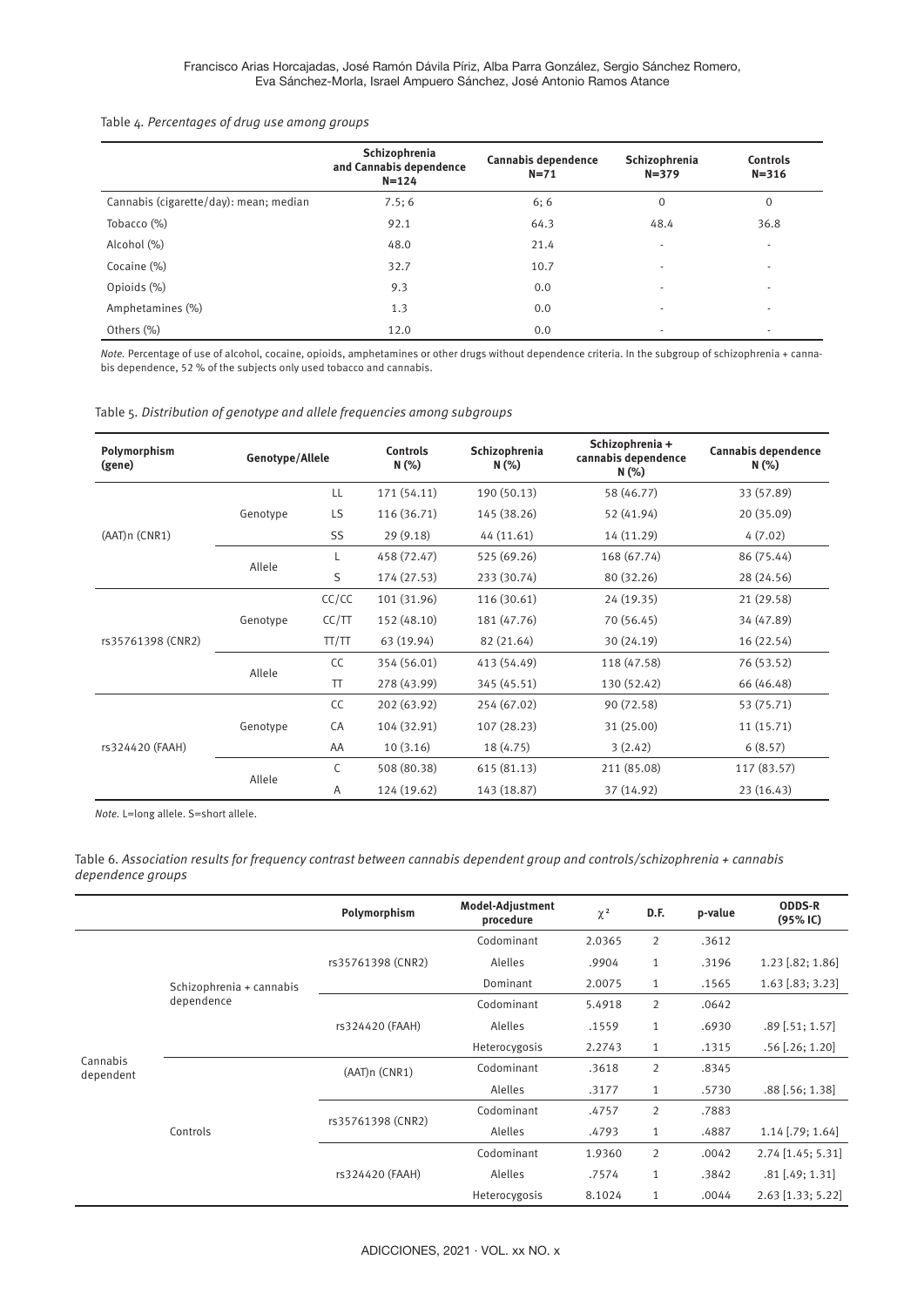Table 4. *Percentages of drug use among groups*

| | Schizophrenia and Cannabis dependence N=124 | Cannabis dependence N=71 | Schizophrenia N=379 | Controls N=316 |
|---|---|---|---|---|
| Cannabis (cigarette/day): mean; median | 7.5; 6 | 6; 6 | 0 | 0 |
| Tobacco (%) | 92.1 | 64.3 | 48.4 | 36.8 |
| Alcohol (%) | 48.0 | 21.4 | - | - |
| Cocaine (%) | 32.7 | 10.7 | - | - |
| Opioids (%) | 9.3 | 0.0 | - | - |
| Amphetamines (%) | 1.3 | 0.0 | - | - |
| Others (%) | 12.0 | 0.0 | - | - |

*Note.* Percentage of use of alcohol, cocaine, opioids, amphetamines or other drugs without dependence criteria. In the subgroup of schizophrenia + cannabis dependence, 52 % of the subjects only used tobacco and cannabis.

Table 5. *Distribution of genotype and allele frequencies among subgroups*

| Polymorphism (gene) | Genotype/Allele | | Controls N (%) | Schizophrenia N (%) | Schizophrenia + cannabis dependence N (%) | Cannabis dependence N (%) |
|---|---|---|---|---|---|---|
| (AAT)n (CNR1) | Genotype | LL | 171 (54.11) | 190 (50.13) | 58 (46.77) | 33 (57.89) |
| | | LS | 116 (36.71) | 145 (38.26) | 52 (41.94) | 20 (35.09) |
| | | SS | 29 (9.18) | 44 (11.61) | 14 (11.29) | 4 (7.02) |
| | Allele | L | 458 (72.47) | 525 (69.26) | 168 (67.74) | 86 (75.44) |
| | | S | 174 (27.53) | 233 (30.74) | 80 (32.26) | 28 (24.56) |
| rs35761398 (CNR2) | Genotype | CC/CC | 101 (31.96) | 116 (30.61) | 24 (19.35) | 21 (29.58) |
| | | CC/TT | 152 (48.10) | 181 (47.76) | 70 (56.45) | 34 (47.89) |
| | | TT/TT | 63 (19.94) | 82 (21.64) | 30 (24.19) | 16 (22.54) |
| | Allele | CC | 354 (56.01) | 413 (54.49) | 118 (47.58) | 76 (53.52) |
| | | TT | 278 (43.99) | 345 (45.51) | 130 (52.42) | 66 (46.48) |
| rs324420 (FAAH) | Genotype | CC | 202 (63.92) | 254 (67.02) | 90 (72.58) | 53 (75.71) |
| | | CA | 104 (32.91) | 107 (28.23) | 31 (25.00) | 11 (15.71) |
| | | AA | 10 (3.16) | 18 (4.75) | 3 (2.42) | 6 (8.57) |
| | Allele | C | 508 (80.38) | 615 (81.13) | 211 (85.08) | 117 (83.57) |
| | | A | 124 (19.62) | 143 (18.87) | 37 (14.92) | 23 (16.43) |

*Note.* L=long allele. S=short allele.

Table 6. *Association results for frequency contrast between cannabis dependent group and controls/schizophrenia + cannabis dependence groups*

| | | Polymorphism | Model-Adjustment procedure | $\chi^2$ | D.F. | p-value | ODDS-R (95% IC) |
|---|---|---|---|---|---|---|---|
| Cannabis dependent | Schizophrenia + cannabis dependence | rs35761398 (CNR2) | Codominant | 2.0365 | 2 | .3612 | |
| | | | Alelles | .9904 | 1 | .3196 | 1.23 [.82; 1.86] |
| | | | Dominant | 2.0075 | 1 | .1565 | 1.63 [.83; 3.23] |
| | | rs324420 (FAAH) | Codominant | 5.4918 | 2 | .0642 | |
| | | | Alelles | .1559 | 1 | .6930 | .89 [.51; 1.57] |
| | | | Heterocygosis | 2.2743 | 1 | .1315 | .56 [.26; 1.20] |
| | Controls | (AAT)n (CNR1) | Codominant | .3618 | 2 | .8345 | |
| | | | Alelles | .3177 | 1 | .5730 | .88 [.56; 1.38] |
| | | rs35761398 (CNR2) | Codominant | .4757 | 2 | .7883 | |
| | | | Alelles | .4793 | 1 | .4887 | 1.14 [.79; 1.64] |
| | | rs324420 (FAAH) | Codominant | 1.9360 | 2 | .0042 | 2.74 [1.45; 5.31] |
| | | | Alelles | .7574 | 1 | .3842 | .81 [.49; 1.31] |
| | | | Heterocygosis | 8.1024 | 1 | .0044 | 2.63 [1.33; 5.22] |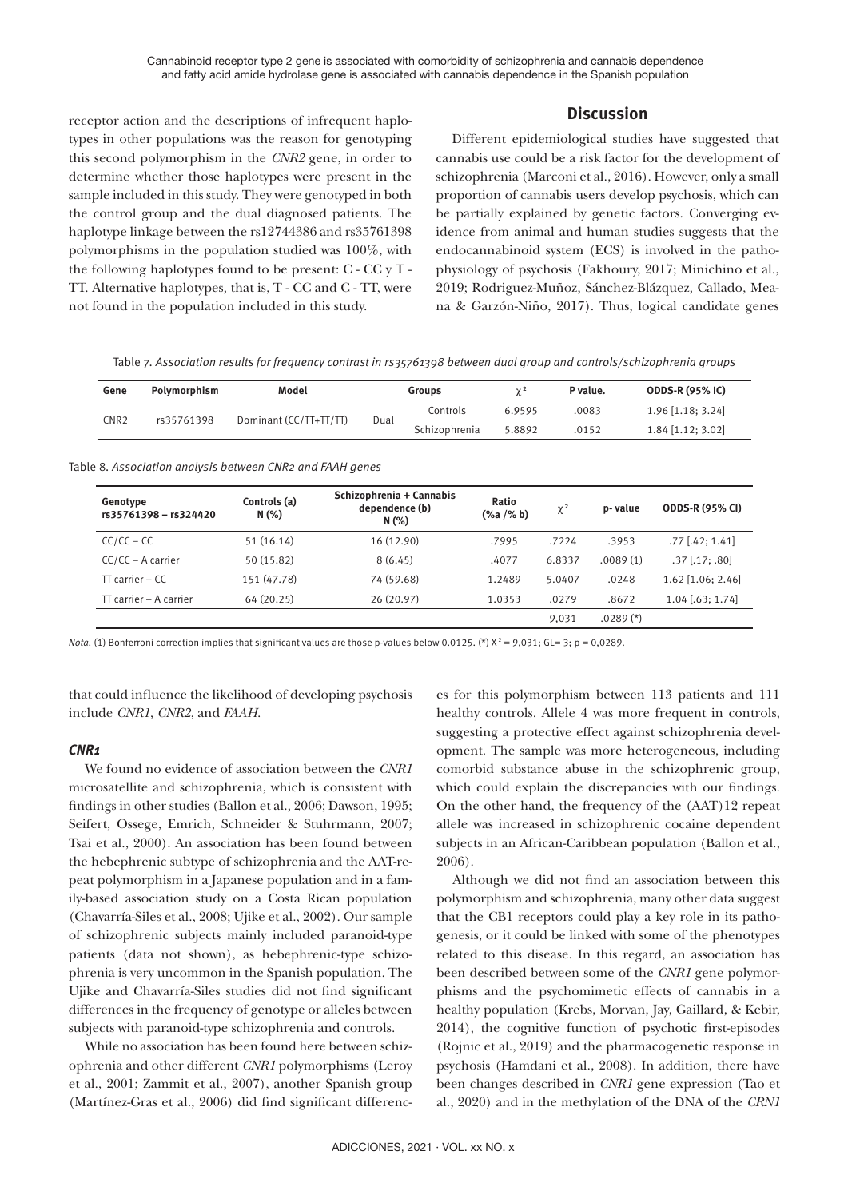receptor action and the descriptions of infrequent haplotypes in other populations was the reason for genotyping this second polymorphism in the *CNR2* gene, in order to determine whether those haplotypes were present in the sample included in this study. They were genotyped in both the control group and the dual diagnosed patients. The haplotype linkage between the rs12744386 and rs35761398 polymorphisms in the population studied was 100%, with the following haplotypes found to be present: C - CC y T - TT. Alternative haplotypes, that is, T - CC and C - TT, were not found in the population included in this study.

## Discussion

Different epidemiological studies have suggested that cannabis use could be a risk factor for the development of schizophrenia (Marconi et al., 2016). However, only a small proportion of cannabis users develop psychosis, which can be partially explained by genetic factors. Converging evidence from animal and human studies suggests that the endocannabinoid system (ECS) is involved in the pathophysiology of psychosis (Fakhoury, 2017; Minichino et al., 2019; Rodriguez-Muñoz, Sánchez-Blázquez, Callado, Meana & Garzón-Niño, 2017). Thus, logical candidate genes that could influence the likelihood of developing psychosis include *CNR1*, *CNR2*, and *FAAH*.

Table 7. *Association results for frequency contrast in rs35761398 between dual group and controls/schizophrenia groups*

| Gene | Polymorphism | Model | Groups | | $\chi^2$ | P value. | ODDS-R (95% IC) |
|---|---|---|---|---|---|---|---|
| CNR2 | rs35761398 | Dominant (CC/TT+TT/TT) | Dual | Controls | 6.9595 | .0083 | 1.96 [1.18; 3.24] |
| | | | | Schizophrenia | 5.8892 | .0152 | 1.84 [1.12; 3.02] |

Table 8. *Association analysis between CNR2 and FAAH genes*

| Genotype rs35761398 – rs324420 | Controls (a) N (%) | Schizophrenia + Cannabis dependence (b) N (%) | Ratio (%a /% b) | $\chi^2$ | p- value | ODDS-R (95% CI) |
|---|---|---|---|---|---|---|
| CC/CC – CC | 51 (16.14) | 16 (12.90) | .7995 | .7224 | .3953 | .77 [.42; 1.41] |
| CC/CC – A carrier | 50 (15.82) | 8 (6.45) | .4077 | 6.8337 | .0089 (1) | .37 [.17; .80] |
| TT carrier – CC | 151 (47.78) | 74 (59.68) | 1.2489 | 5.0407 | .0248 | 1.62 [1.06; 2.46] |
| TT carrier – A carrier | 64 (20.25) | 26 (20.97) | 1.0353 | .0279 | .8672 | 1.04 [.63; 1.74] |
| | | | | 9,031 | .0289 (*) | |

*Nota.* (1) Bonferroni correction implies that significant values are those p-values below 0.0125. (*) $X^2$ = 9,031; GL= 3; p = 0,0289.

### *CNR1*

We found no evidence of association between the *CNR1* microsatellite and schizophrenia, which is consistent with findings in other studies (Ballon et al., 2006; Dawson, 1995; Seifert, Ossege, Emrich, Schneider & Stuhrmann, 2007; Tsai et al., 2000). An association has been found between the hebephrenic subtype of schizophrenia and the AAT-repeat polymorphism in a Japanese population and in a family-based association study on a Costa Rican population (Chavarría-Siles et al., 2008; Ujike et al., 2002). Our sample of schizophrenic subjects mainly included paranoid-type patients (data not shown), as hebephrenic-type schizophrenia is very uncommon in the Spanish population. The Ujike and Chavarría-Siles studies did not find significant differences in the frequency of genotype or alleles between subjects with paranoid-type schizophrenia and controls.

While no association has been found here between schizophrenia and other different *CNR1* polymorphisms (Leroy et al., 2001; Zammit et al., 2007), another Spanish group (Martínez-Gras et al., 2006) did find significant differences for this polymorphism between 113 patients and 111 healthy controls. Allele 4 was more frequent in controls, suggesting a protective effect against schizophrenia development. The sample was more heterogeneous, including comorbid substance abuse in the schizophrenic group, which could explain the discrepancies with our findings. On the other hand, the frequency of the (AAT)12 repeat allele was increased in schizophrenic cocaine dependent subjects in an African-Caribbean population (Ballon et al., 2006).

Although we did not find an association between this polymorphism and schizophrenia, many other data suggest that the CB1 receptors could play a key role in its pathogenesis, or it could be linked with some of the phenotypes related to this disease. In this regard, an association has been described between some of the *CNR1* gene polymorphisms and the psychomimetic effects of cannabis in a healthy population (Krebs, Morvan, Jay, Gaillard, & Kebir, 2014), the cognitive function of psychotic first-episodes (Rojnic et al., 2019) and the pharmacogenetic response in psychosis (Hamdani et al., 2008). In addition, there have been changes described in *CNR1* gene expression (Tao et al., 2020) and in the methylation of the DNA of the *CRN1*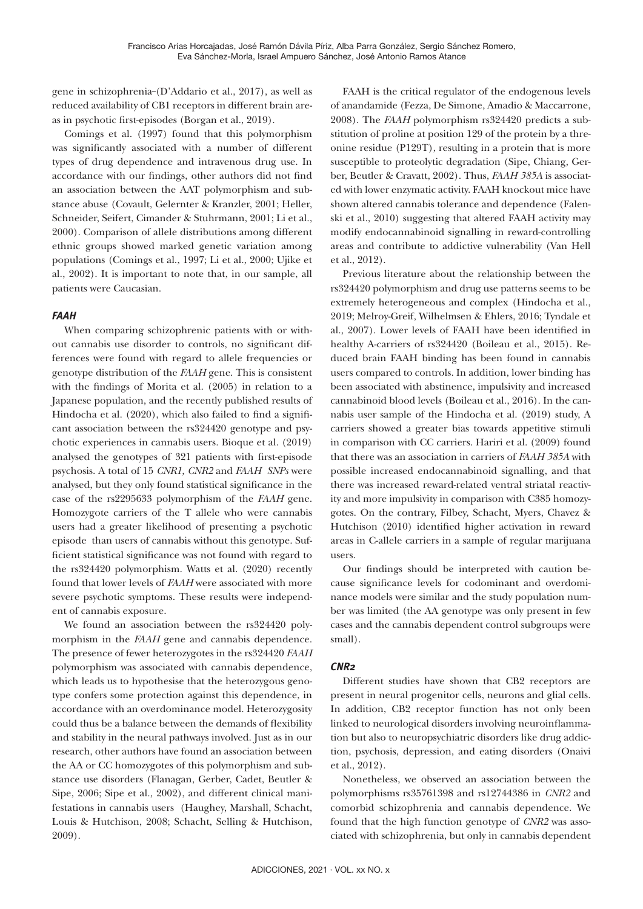gene in schizophrenia (D'Addario et al., 2017), as well as reduced availability of CB1 receptors in different brain areas in psychotic first-episodes (Borgan et al., 2019).

Comings et al. (1997) found that this polymorphism was significantly associated with a number of different types of drug dependence and intravenous drug use. In accordance with our findings, other authors did not find an association between the AAT polymorphism and substance abuse (Covault, Gelernter & Kranzler, 2001; Heller, Schneider, Seifert, Cimander & Stuhrmann, 2001; Li et al., 2000). Comparison of allele distributions among different ethnic groups showed marked genetic variation among populations (Comings et al., 1997; Li et al., 2000; Ujike et al., 2002). It is important to note that, in our sample, all patients were Caucasian.

### *FAAH*

When comparing schizophrenic patients with or without cannabis use disorder to controls, no significant differences were found with regard to allele frequencies or genotype distribution of the *FAAH* gene. This is consistent with the findings of Morita et al. (2005) in relation to a Japanese population, and the recently published results of Hindocha et al. (2020), which also failed to find a significant association between the rs324420 genotype and psychotic experiences in cannabis users. Bioque et al. (2019) analysed the genotypes of 321 patients with first-episode psychosis. A total of 15 *CNR1, CNR2* and *FAAH SNPs* were analysed, but they only found statistical significance in the case of the rs2295633 polymorphism of the *FAAH* gene. Homozygote carriers of the T allele who were cannabis users had a greater likelihood of presenting a psychotic episode than users of cannabis without this genotype. Sufficient statistical significance was not found with regard to the rs324420 polymorphism. Watts et al. (2020) recently found that lower levels of *FAAH* were associated with more severe psychotic symptoms. These results were independent of cannabis exposure.

We found an association between the rs324420 polymorphism in the *FAAH* gene and cannabis dependence. The presence of fewer heterozygotes in the rs324420 *FAAH* polymorphism was associated with cannabis dependence, which leads us to hypothesise that the heterozygous genotype confers some protection against this dependence, in accordance with an overdominance model. Heterozygosity could thus be a balance between the demands of flexibility and stability in the neural pathways involved. Just as in our research, other authors have found an association between the AA or CC homozygotes of this polymorphism and substance use disorders (Flanagan, Gerber, Cadet, Beutler & Sipe, 2006; Sipe et al., 2002), and different clinical manifestations in cannabis users (Haughey, Marshall, Schacht, Louis & Hutchison, 2008; Schacht, Selling & Hutchison, 2009).

FAAH is the critical regulator of the endogenous levels of anandamide (Fezza, De Simone, Amadio & Maccarrone, 2008). The *FAAH* polymorphism rs324420 predicts a substitution of proline at position 129 of the protein by a threonine residue (P129T), resulting in a protein that is more susceptible to proteolytic degradation (Sipe, Chiang, Gerber, Beutler & Cravatt, 2002). Thus, *FAAH 385A* is associated with lower enzymatic activity. FAAH knockout mice have shown altered cannabis tolerance and dependence (Falenski et al., 2010) suggesting that altered FAAH activity may modify endocannabinoid signalling in reward-controlling areas and contribute to addictive vulnerability (Van Hell et al., 2012).

Previous literature about the relationship between the rs324420 polymorphism and drug use patterns seems to be extremely heterogeneous and complex (Hindocha et al., 2019; Melroy-Greif, Wilhelmsen & Ehlers, 2016; Tyndale et al., 2007). Lower levels of FAAH have been identified in healthy A-carriers of rs324420 (Boileau et al., 2015). Reduced brain FAAH binding has been found in cannabis users compared to controls. In addition, lower binding has been associated with abstinence, impulsivity and increased cannabinoid blood levels (Boileau et al., 2016). In the cannabis user sample of the Hindocha et al. (2019) study, A carriers showed a greater bias towards appetitive stimuli in comparison with CC carriers. Hariri et al. (2009) found that there was an association in carriers of *FAAH 385A* with possible increased endocannabinoid signalling, and that there was increased reward-related ventral striatal reactivity and more impulsivity in comparison with C385 homozygotes. On the contrary, Filbey, Schacht, Myers, Chavez & Hutchison (2010) identified higher activation in reward areas in C-allele carriers in a sample of regular marijuana users.

Our findings should be interpreted with caution because significance levels for codominant and overdominance models were similar and the study population number was limited (the AA genotype was only present in few cases and the cannabis dependent control subgroups were small).

### *CNR2*

Different studies have shown that CB2 receptors are present in neural progenitor cells, neurons and glial cells. In addition, CB2 receptor function has not only been linked to neurological disorders involving neuroinflammation but also to neuropsychiatric disorders like drug addiction, psychosis, depression, and eating disorders (Onaivi et al., 2012).

Nonetheless, we observed an association between the polymorphisms rs35761398 and rs12744386 in *CNR2* and comorbid schizophrenia and cannabis dependence. We found that the high function genotype of *CNR2* was associated with schizophrenia, but only in cannabis dependent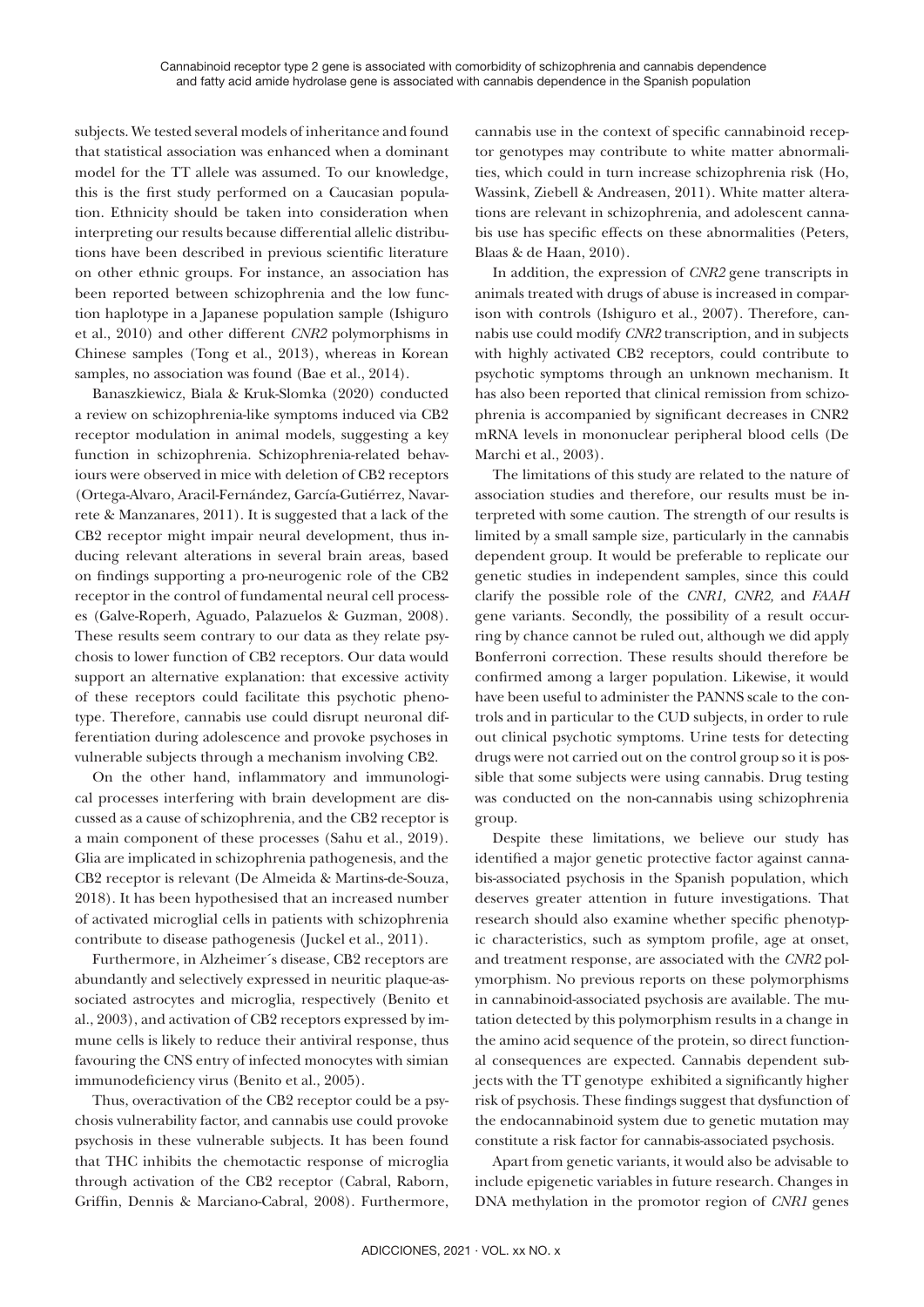subjects. We tested several models of inheritance and found that statistical association was enhanced when a dominant model for the TT allele was assumed. To our knowledge, this is the first study performed on a Caucasian population. Ethnicity should be taken into consideration when interpreting our results because differential allelic distributions have been described in previous scientific literature on other ethnic groups. For instance, an association has been reported between schizophrenia and the low function haplotype in a Japanese population sample (Ishiguro et al., 2010) and other different *CNR2* polymorphisms in Chinese samples (Tong et al., 2013), whereas in Korean samples, no association was found (Bae et al., 2014).

Banaszkiewicz, Biala & Kruk-Slomka (2020) conducted a review on schizophrenia-like symptoms induced via CB2 receptor modulation in animal models, suggesting a key function in schizophrenia. Schizophrenia-related behaviours were observed in mice with deletion of CB2 receptors (Ortega-Alvaro, Aracil-Fernández, García-Gutiérrez, Navarrete & Manzanares, 2011). It is suggested that a lack of the CB2 receptor might impair neural development, thus inducing relevant alterations in several brain areas, based on findings supporting a pro-neurogenic role of the CB2 receptor in the control of fundamental neural cell processes (Galve-Roperh, Aguado, Palazuelos & Guzman, 2008). These results seem contrary to our data as they relate psychosis to lower function of CB2 receptors. Our data would support an alternative explanation: that excessive activity of these receptors could facilitate this psychotic phenotype. Therefore, cannabis use could disrupt neuronal differentiation during adolescence and provoke psychoses in vulnerable subjects through a mechanism involving CB2.

On the other hand, inflammatory and immunological processes interfering with brain development are discussed as a cause of schizophrenia, and the CB2 receptor is a main component of these processes (Sahu et al., 2019). Glia are implicated in schizophrenia pathogenesis, and the CB2 receptor is relevant (De Almeida & Martins-de-Souza, 2018). It has been hypothesised that an increased number of activated microglial cells in patients with schizophrenia contribute to disease pathogenesis (Juckel et al., 2011).

Furthermore, in Alzheimer´s disease, CB2 receptors are abundantly and selectively expressed in neuritic plaque-associated astrocytes and microglia, respectively (Benito et al., 2003), and activation of CB2 receptors expressed by immune cells is likely to reduce their antiviral response, thus favouring the CNS entry of infected monocytes with simian immunodeficiency virus (Benito et al., 2005).

Thus, overactivation of the CB2 receptor could be a psychosis vulnerability factor, and cannabis use could provoke psychosis in these vulnerable subjects. It has been found that THC inhibits the chemotactic response of microglia through activation of the CB2 receptor (Cabral, Raborn, Griffin, Dennis & Marciano-Cabral, 2008). Furthermore, cannabis use in the context of specific cannabinoid receptor genotypes may contribute to white matter abnormalities, which could in turn increase schizophrenia risk (Ho, Wassink, Ziebell & Andreasen, 2011). White matter alterations are relevant in schizophrenia, and adolescent cannabis use has specific effects on these abnormalities (Peters, Blaas & de Haan, 2010).

In addition, the expression of *CNR2* gene transcripts in animals treated with drugs of abuse is increased in comparison with controls (Ishiguro et al., 2007). Therefore, cannabis use could modify *CNR2* transcription, and in subjects with highly activated CB2 receptors, could contribute to psychotic symptoms through an unknown mechanism. It has also been reported that clinical remission from schizophrenia is accompanied by significant decreases in CNR2 mRNA levels in mononuclear peripheral blood cells (De Marchi et al., 2003).

The limitations of this study are related to the nature of association studies and therefore, our results must be interpreted with some caution. The strength of our results is limited by a small sample size, particularly in the cannabis dependent group. It would be preferable to replicate our genetic studies in independent samples, since this could clarify the possible role of the *CNR1, CNR2,* and *FAAH* gene variants. Secondly, the possibility of a result occurring by chance cannot be ruled out, although we did apply Bonferroni correction. These results should therefore be confirmed among a larger population. Likewise, it would have been useful to administer the PANNS scale to the controls and in particular to the CUD subjects, in order to rule out clinical psychotic symptoms. Urine tests for detecting drugs were not carried out on the control group so it is possible that some subjects were using cannabis. Drug testing was conducted on the non-cannabis using schizophrenia group.

Despite these limitations, we believe our study has identified a major genetic protective factor against cannabis-associated psychosis in the Spanish population, which deserves greater attention in future investigations. That research should also examine whether specific phenotypic characteristics, such as symptom profile, age at onset, and treatment response, are associated with the *CNR2* polymorphism. No previous reports on these polymorphisms in cannabinoid-associated psychosis are available. The mutation detected by this polymorphism results in a change in the amino acid sequence of the protein, so direct functional consequences are expected. Cannabis dependent subjects with the TT genotype exhibited a significantly higher risk of psychosis. These findings suggest that dysfunction of the endocannabinoid system due to genetic mutation may constitute a risk factor for cannabis-associated psychosis.

Apart from genetic variants, it would also be advisable to include epigenetic variables in future research. Changes in DNA methylation in the promotor region of *CNR1* genes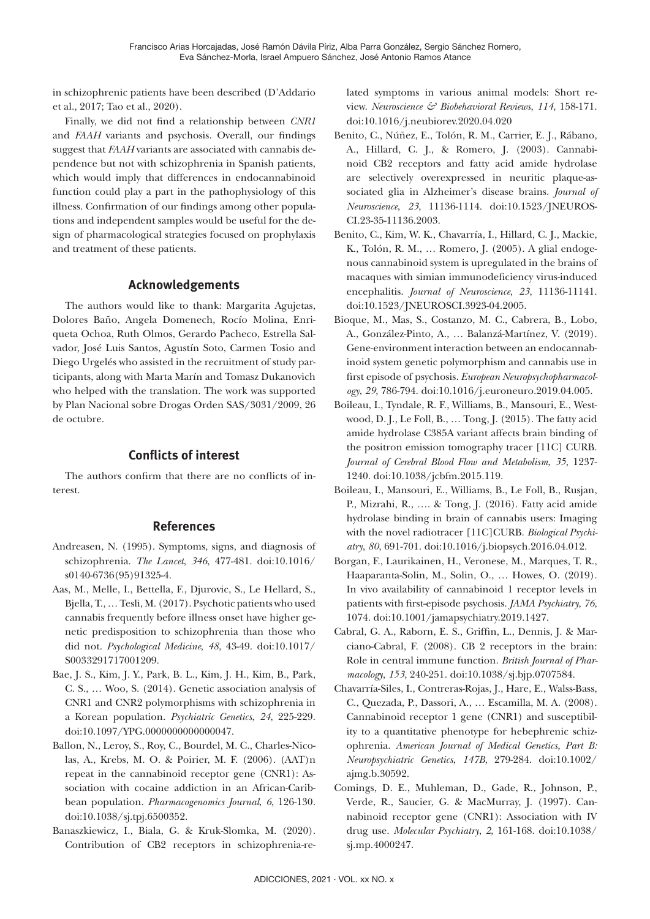in schizophrenic patients have been described (D'Addario et al., 2017; Tao et al., 2020).

Finally, we did not find a relationship between *CNR1* and *FAAH* variants and psychosis. Overall, our findings suggest that *FAAH* variants are associated with cannabis dependence but not with schizophrenia in Spanish patients, which would imply that differences in endocannabinoid function could play a part in the pathophysiology of this illness. Confirmation of our findings among other populations and independent samples would be useful for the design of pharmacological strategies focused on prophylaxis and treatment of these patients.

## Acknowledgements

The authors would like to thank: Margarita Agujetas, Dolores Baño, Angela Domenech, Rocío Molina, Enriqueta Ochoa, Ruth Olmos, Gerardo Pacheco, Estrella Salvador, José Luis Santos, Agustín Soto, Carmen Tosio and Diego Urgelés who assisted in the recruitment of study participants, along with Marta Marín and Tomasz Dukanovich who helped with the translation. The work was supported by Plan Nacional sobre Drogas Orden SAS/3031/2009, 26 de octubre.

## Conflicts of interest

The authors confirm that there are no conflicts of interest.

## References

Andreasen, N. (1995). Symptoms, signs, and diagnosis of schizophrenia. *The Lancet*, *346*, 477-481. doi:10.1016/s0140-6736(95)91325-4.

Aas, M., Melle, I., Bettella, F., Djurovic, S., Le Hellard, S., Bjella, T., … Tesli, M. (2017). Psychotic patients who used cannabis frequently before illness onset have higher genetic predisposition to schizophrenia than those who did not. *Psychological Medicine*, *48*, 43-49. doi:10.1017/S0033291717001209.

Bae, J. S., Kim, J. Y., Park, B. L., Kim, J. H., Kim, B., Park, C. S., … Woo, S. (2014). Genetic association analysis of CNR1 and CNR2 polymorphisms with schizophrenia in a Korean population. *Psychiatric Genetics*, *24*, 225-229. doi:10.1097/YPG.0000000000000047.

Ballon, N., Leroy, S., Roy, C., Bourdel, M. C., Charles-Nicolas, A., Krebs, M. O. & Poirier, M. F. (2006). (AAT)n repeat in the cannabinoid receptor gene (CNR1): Association with cocaine addiction in an African-Caribbean population. *Pharmacogenomics Journal*, *6*, 126-130. doi:10.1038/sj.tpj.6500352.

Banaszkiewicz, I., Biala, G. & Kruk-Slomka, M. (2020). Contribution of CB2 receptors in schizophrenia-related symptoms in various animal models: Short review. *Neuroscience & Biobehavioral Reviews*, *114*, 158-171. doi:10.1016/j.neubiorev.2020.04.020

Benito, C., Núñez, E., Tolón, R. M., Carrier, E. J., Rábano, A., Hillard, C. J., & Romero, J. (2003). Cannabinoid CB2 receptors and fatty acid amide hydrolase are selectively overexpressed in neuritic plaque-associated glia in Alzheimer's disease brains. *Journal of Neuroscience*, *23*, 11136-1114. doi:10.1523/JNEUROSCI.23-35-11136.2003.

Benito, C., Kim, W. K., Chavarría, I., Hillard, C. J., Mackie, K., Tolón, R. M., … Romero, J. (2005). A glial endogenous cannabinoid system is upregulated in the brains of macaques with simian immunodeficiency virus-induced encephalitis. *Journal of Neuroscience*, *23*, 11136-11141. doi:10.1523/JNEUROSCI.3923-04.2005.

Bioque, M., Mas, S., Costanzo, M. C., Cabrera, B., Lobo, A., González-Pinto, A., … Balanzá-Martínez, V. (2019). Gene-environment interaction between an endocannabinoid system genetic polymorphism and cannabis use in first episode of psychosis. *European Neuropsychopharmacology*, *29*, 786-794. doi:10.1016/j.euroneuro.2019.04.005.

Boileau, I., Tyndale, R. F., Williams, B., Mansouri, E., Westwood, D. J., Le Foll, B., … Tong, J. (2015). The fatty acid amide hydrolase C385A variant affects brain binding of the positron emission tomography tracer [11C] CURB. *Journal of Cerebral Blood Flow and Metabolism*, *35*, 1237-1240. doi:10.1038/jcbfm.2015.119.

Boileau, I., Mansouri, E., Williams, B., Le Foll, B., Rusjan, P., Mizrahi, R., …. & Tong, J. (2016). Fatty acid amide hydrolase binding in brain of cannabis users: Imaging with the novel radiotracer [11C]CURB. *Biological Psychiatry*, *80*, 691-701. doi:10.1016/j.biopsych.2016.04.012.

Borgan, F., Laurikainen, H., Veronese, M., Marques, T. R., Haaparanta-Solin, M., Solin, O., … Howes, O. (2019). In vivo availability of cannabinoid 1 receptor levels in patients with first-episode psychosis. *JAMA Psychiatry*, *76*, 1074. doi:10.1001/jamapsychiatry.2019.1427.

Cabral, G. A., Raborn, E. S., Griffin, L., Dennis, J. & Marciano-Cabral, F. (2008). CB 2 receptors in the brain: Role in central immune function. *British Journal of Pharmacology*, *153*, 240-251. doi:10.1038/sj.bjp.0707584.

Chavarría-Siles, I., Contreras-Rojas, J., Hare, E., Walss-Bass, C., Quezada, P., Dassori, A., … Escamilla, M. A. (2008). Cannabinoid receptor 1 gene (CNR1) and susceptibility to a quantitative phenotype for hebephrenic schizophrenia. *American Journal of Medical Genetics, Part B: Neuropsychiatric Genetics*, *147B*, 279-284. doi:10.1002/ajmg.b.30592.

Comings, D. E., Muhleman, D., Gade, R., Johnson, P., Verde, R., Saucier, G. & MacMurray, J. (1997). Cannabinoid receptor gene (CNR1): Association with IV drug use. *Molecular Psychiatry*, *2*, 161-168. doi:10.1038/sj.mp.4000247.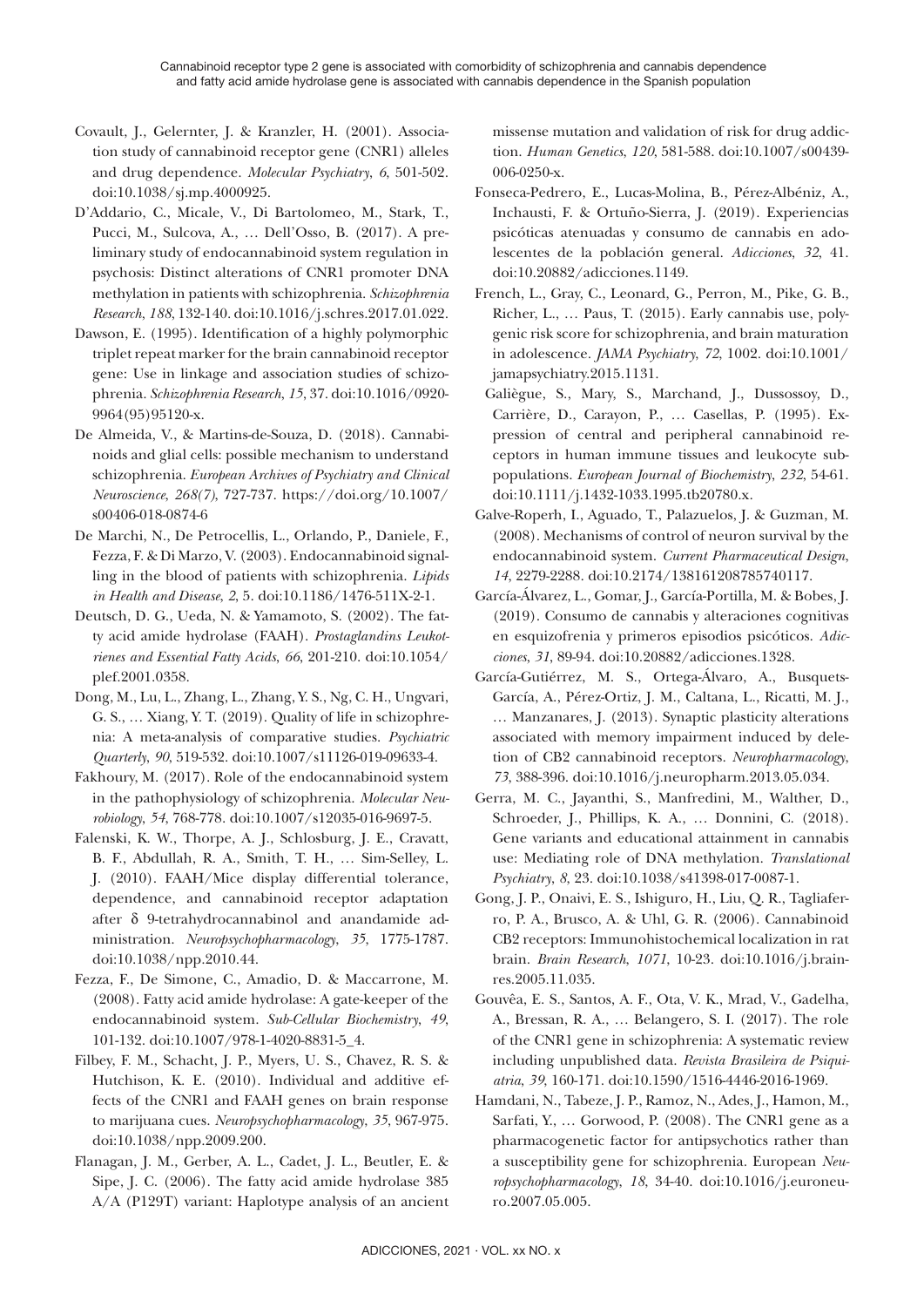Covault, J., Gelernter, J. & Kranzler, H. (2001). Association study of cannabinoid receptor gene (CNR1) alleles and drug dependence. *Molecular Psychiatry*, *6*, 501-502. doi:10.1038/sj.mp.4000925.

D'Addario, C., Micale, V., Di Bartolomeo, M., Stark, T., Pucci, M., Sulcova, A., … Dell'Osso, B. (2017). A preliminary study of endocannabinoid system regulation in psychosis: Distinct alterations of CNR1 promoter DNA methylation in patients with schizophrenia. *Schizophrenia Research*, *188*, 132-140. doi:10.1016/j.schres.2017.01.022.

Dawson, E. (1995). Identification of a highly polymorphic triplet repeat marker for the brain cannabinoid receptor gene: Use in linkage and association studies of schizophrenia. *Schizophrenia Research*, *15*, 37. doi:10.1016/0920-9964(95)95120-x.

De Almeida, V., & Martins-de-Souza, D. (2018). Cannabinoids and glial cells: possible mechanism to understand schizophrenia. *European Archives of Psychiatry and Clinical Neuroscience*, *268(7)*, 727-737. https://doi.org/10.1007/s00406-018-0874-6

De Marchi, N., De Petrocellis, L., Orlando, P., Daniele, F., Fezza, F. & Di Marzo, V. (2003). Endocannabinoid signalling in the blood of patients with schizophrenia. *Lipids in Health and Disease*, *2*, 5. doi:10.1186/1476-511X-2-1.

Deutsch, D. G., Ueda, N. & Yamamoto, S. (2002). The fatty acid amide hydrolase (FAAH). *Prostaglandins Leukotrienes and Essential Fatty Acids*, *66*, 201-210. doi:10.1054/plef.2001.0358.

Dong, M., Lu, L., Zhang, L., Zhang, Y. S., Ng, C. H., Ungvari, G. S., … Xiang, Y. T. (2019). Quality of life in schizophrenia: A meta-analysis of comparative studies. *Psychiatric Quarterly*, *90*, 519-532. doi:10.1007/s11126-019-09633-4.

Fakhoury, M. (2017). Role of the endocannabinoid system in the pathophysiology of schizophrenia. *Molecular Neurobiology*, *54*, 768-778. doi:10.1007/s12035-016-9697-5.

Falenski, K. W., Thorpe, A. J., Schlosburg, J. E., Cravatt, B. F., Abdullah, R. A., Smith, T. H., … Sim-Selley, L. J. (2010). FAAH/Mice display differential tolerance, dependence, and cannabinoid receptor adaptation after δ 9-tetrahydrocannabinol and anandamide administration. *Neuropsychopharmacology*, *35*, 1775-1787. doi:10.1038/npp.2010.44.

Fezza, F., De Simone, C., Amadio, D. & Maccarrone, M. (2008). Fatty acid amide hydrolase: A gate-keeper of the endocannabinoid system. *Sub-Cellular Biochemistry*, *49*, 101-132. doi:10.1007/978-1-4020-8831-5_4.

Filbey, F. M., Schacht, J. P., Myers, U. S., Chavez, R. S. & Hutchison, K. E. (2010). Individual and additive effects of the CNR1 and FAAH genes on brain response to marijuana cues. *Neuropsychopharmacology*, *35*, 967-975. doi:10.1038/npp.2009.200.

Flanagan, J. M., Gerber, A. L., Cadet, J. L., Beutler, E. & Sipe, J. C. (2006). The fatty acid amide hydrolase 385 A/A (P129T) variant: Haplotype analysis of an ancient missense mutation and validation of risk for drug addiction. *Human Genetics*, *120*, 581-588. doi:10.1007/s00439-006-0250-x.

Fonseca-Pedrero, E., Lucas-Molina, B., Pérez-Albéniz, A., Inchausti, F. & Ortuño-Sierra, J. (2019). Experiencias psicóticas atenuadas y consumo de cannabis en adolescentes de la población general. *Adicciones*, *32*, 41. doi:10.20882/adicciones.1149.

French, L., Gray, C., Leonard, G., Perron, M., Pike, G. B., Richer, L., … Paus, T. (2015). Early cannabis use, polygenic risk score for schizophrenia, and brain maturation in adolescence. *JAMA Psychiatry*, *72*, 1002. doi:10.1001/jamapsychiatry.2015.1131.

Galiègue, S., Mary, S., Marchand, J., Dussossoy, D., Carrière, D., Carayon, P., … Casellas, P. (1995). Expression of central and peripheral cannabinoid receptors in human immune tissues and leukocyte subpopulations. *European Journal of Biochemistry*, *232*, 54-61. doi:10.1111/j.1432-1033.1995.tb20780.x.

Galve-Roperh, I., Aguado, T., Palazuelos, J. & Guzman, M. (2008). Mechanisms of control of neuron survival by the endocannabinoid system. *Current Pharmaceutical Design*, *14*, 2279-2288. doi:10.2174/138161208785740117.

García-Álvarez, L., Gomar, J., García-Portilla, M. & Bobes, J. (2019). Consumo de cannabis y alteraciones cognitivas en esquizofrenia y primeros episodios psicóticos. *Adicciones*, *31*, 89-94. doi:10.20882/adicciones.1328.

García-Gutiérrez, M. S., Ortega-Álvaro, A., Busquets-García, A., Pérez-Ortiz, J. M., Caltana, L., Ricatti, M. J., … Manzanares, J. (2013). Synaptic plasticity alterations associated with memory impairment induced by deletion of CB2 cannabinoid receptors. *Neuropharmacology*, *73*, 388-396. doi:10.1016/j.neuropharm.2013.05.034.

Gerra, M. C., Jayanthi, S., Manfredini, M., Walther, D., Schroeder, J., Phillips, K. A., … Donnini, C. (2018). Gene variants and educational attainment in cannabis use: Mediating role of DNA methylation. *Translational Psychiatry*, *8*, 23. doi:10.1038/s41398-017-0087-1.

Gong, J. P., Onaivi, E. S., Ishiguro, H., Liu, Q. R., Tagliaferro, P. A., Brusco, A. & Uhl, G. R. (2006). Cannabinoid CB2 receptors: Immunohistochemical localization in rat brain. *Brain Research*, *1071*, 10-23. doi:10.1016/j.brainres.2005.11.035.

Gouvêa, E. S., Santos, A. F., Ota, V. K., Mrad, V., Gadelha, A., Bressan, R. A., … Belangero, S. I. (2017). The role of the CNR1 gene in schizophrenia: A systematic review including unpublished data. *Revista Brasileira de Psiquiatria*, *39*, 160-171. doi:10.1590/1516-4446-2016-1969.

Hamdani, N., Tabeze, J. P., Ramoz, N., Ades, J., Hamon, M., Sarfati, Y., … Gorwood, P. (2008). The CNR1 gene as a pharmacogenetic factor for antipsychotics rather than a susceptibility gene for schizophrenia. European *Neuropsychopharmacology*, *18*, 34-40. doi:10.1016/j.euroneuro.2007.05.005.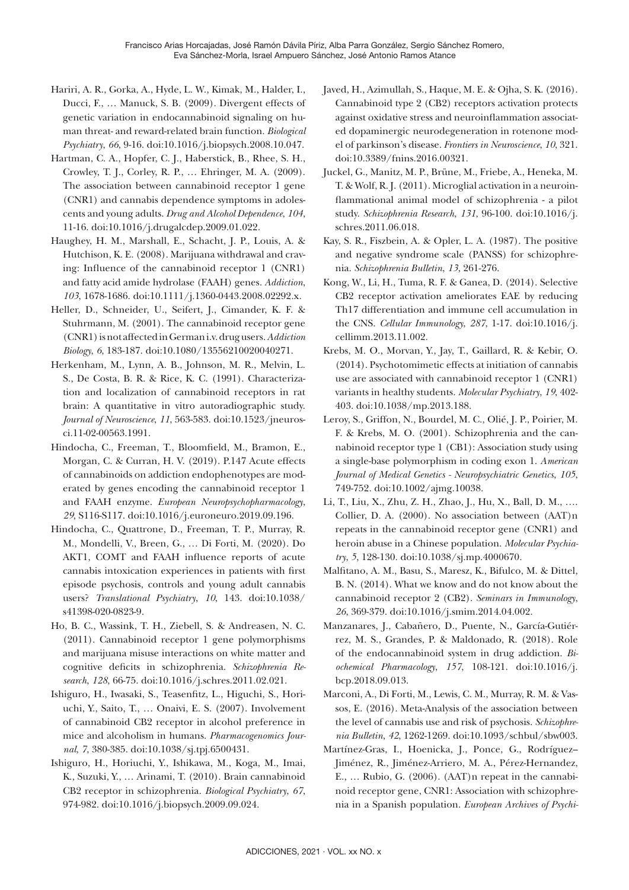Hariri, A. R., Gorka, A., Hyde, L. W., Kimak, M., Halder, I., Ducci, F., … Manuck, S. B. (2009). Divergent effects of genetic variation in endocannabinoid signaling on human threat- and reward-related brain function. *Biological Psychiatry*, *66*, 9-16. doi:10.1016/j.biopsych.2008.10.047.

Hartman, C. A., Hopfer, C. J., Haberstick, B., Rhee, S. H., Crowley, T. J., Corley, R. P., … Ehringer, M. A. (2009). The association between cannabinoid receptor 1 gene (CNR1) and cannabis dependence symptoms in adolescents and young adults. *Drug and Alcohol Dependence*, *104*, 11-16. doi:10.1016/j.drugalcdep.2009.01.022.

Haughey, H. M., Marshall, E., Schacht, J. P., Louis, A. & Hutchison, K. E. (2008). Marijuana withdrawal and craving: Influence of the cannabinoid receptor 1 (CNR1) and fatty acid amide hydrolase (FAAH) genes. *Addiction*, *103*, 1678-1686. doi:10.1111/j.1360-0443.2008.02292.x.

Heller, D., Schneider, U., Seifert, J., Cimander, K. F. & Stuhrmann, M. (2001). The cannabinoid receptor gene (CNR1) is not affected in German i.v. drug users. *Addiction Biology*, *6*, 183-187. doi:10.1080/13556210020040271.

Herkenham, M., Lynn, A. B., Johnson, M. R., Melvin, L. S., De Costa, B. R. & Rice, K. C. (1991). Characterization and localization of cannabinoid receptors in rat brain: A quantitative in vitro autoradiographic study. *Journal of Neuroscience*, *11*, 563-583. doi:10.1523/jneurosci.11-02-00563.1991.

Hindocha, C., Freeman, T., Bloomfield, M., Bramon, E., Morgan, C. & Curran, H. V. (2019). P.147 Acute effects of cannabinoids on addiction endophenotypes are moderated by genes encoding the cannabinoid receptor 1 and FAAH enzyme. *European Neuropsychopharmacology*, *29*, S116-S117. doi:10.1016/j.euroneuro.2019.09.196.

Hindocha, C., Quattrone, D., Freeman, T. P., Murray, R. M., Mondelli, V., Breen, G., … Di Forti, M. (2020). Do AKT1, COMT and FAAH influence reports of acute cannabis intoxication experiences in patients with first episode psychosis, controls and young adult cannabis users? *Translational Psychiatry*, *10*, 143. doi:10.1038/s41398-020-0823-9.

Ho, B. C., Wassink, T. H., Ziebell, S. & Andreasen, N. C. (2011). Cannabinoid receptor 1 gene polymorphisms and marijuana misuse interactions on white matter and cognitive deficits in schizophrenia. *Schizophrenia Research*, *128*, 66-75. doi:10.1016/j.schres.2011.02.021.

Ishiguro, H., Iwasaki, S., Teasenfitz, L., Higuchi, S., Horiuchi, Y., Saito, T., … Onaivi, E. S. (2007). Involvement of cannabinoid CB2 receptor in alcohol preference in mice and alcoholism in humans. *Pharmacogenomics Journal*, *7*, 380-385. doi:10.1038/sj.tpj.6500431.

Ishiguro, H., Horiuchi, Y., Ishikawa, M., Koga, M., Imai, K., Suzuki, Y., … Arinami, T. (2010). Brain cannabinoid CB2 receptor in schizophrenia. *Biological Psychiatry*, *67*, 974-982. doi:10.1016/j.biopsych.2009.09.024.

Javed, H., Azimullah, S., Haque, M. E. & Ojha, S. K. (2016). Cannabinoid type 2 (CB2) receptors activation protects against oxidative stress and neuroinflammation associated dopaminergic neurodegeneration in rotenone model of parkinson's disease. *Frontiers in Neuroscience*, *10*, 321. doi:10.3389/fnins.2016.00321.

Juckel, G., Manitz, M. P., Brüne, M., Friebe, A., Heneka, M. T. & Wolf, R. J. (2011). Microglial activation in a neuroinflammational animal model of schizophrenia - a pilot study. *Schizophrenia Research*, *131*, 96-100. doi:10.1016/j.schres.2011.06.018.

Kay, S. R., Fiszbein, A. & Opler, L. A. (1987). The positive and negative syndrome scale (PANSS) for schizophrenia. *Schizophrenia Bulletin*, *13*, 261-276.

Kong, W., Li, H., Tuma, R. F. & Ganea, D. (2014). Selective CB2 receptor activation ameliorates EAE by reducing Th17 differentiation and immune cell accumulation in the CNS. *Cellular Immunology*, *287*, 1-17. doi:10.1016/j.cellimm.2013.11.002.

Krebs, M. O., Morvan, Y., Jay, T., Gaillard, R. & Kebir, O. (2014). Psychotomimetic effects at initiation of cannabis use are associated with cannabinoid receptor 1 (CNR1) variants in healthy students. *Molecular Psychiatry*, *19*, 402-403. doi:10.1038/mp.2013.188.

Leroy, S., Griffon, N., Bourdel, M. C., Olié, J. P., Poirier, M. F. & Krebs, M. O. (2001). Schizophrenia and the cannabinoid receptor type 1 (CB1): Association study using a single-base polymorphism in coding exon 1. *American Journal of Medical Genetics - Neuropsychiatric Genetics*, *105*, 749-752. doi:10.1002/ajmg.10038.

Li, T., Liu, X., Zhu, Z. H., Zhao, J., Hu, X., Ball, D. M., …. Collier, D. A. (2000). No association between (AAT)n repeats in the cannabinoid receptor gene (CNR1) and heroin abuse in a Chinese population. *Molecular Psychiatry*, *5*, 128-130. doi:10.1038/sj.mp.4000670.

Malfitano, A. M., Basu, S., Maresz, K., Bifulco, M. & Dittel, B. N. (2014). What we know and do not know about the cannabinoid receptor 2 (CB2). *Seminars in Immunology*, *26*, 369-379. doi:10.1016/j.smim.2014.04.002.

Manzanares, J., Cabañero, D., Puente, N., García-Gutiérrez, M. S., Grandes, P. & Maldonado, R. (2018). Role of the endocannabinoid system in drug addiction. *Biochemical Pharmacology*, *157*, 108-121. doi:10.1016/j.bcp.2018.09.013.

Marconi, A., Di Forti, M., Lewis, C. M., Murray, R. M. & Vassos, E. (2016). Meta-Analysis of the association between the level of cannabis use and risk of psychosis. *Schizophrenia Bulletin*, *42*, 1262-1269. doi:10.1093/schbul/sbw003.

Martínez-Gras, I., Hoenicka, J., Ponce, G., Rodríguez–Jiménez, R., Jiménez-Arriero, M. A., Pérez-Hernandez, E., … Rubio, G. (2006). (AAT)n repeat in the cannabinoid receptor gene, CNR1: Association with schizophrenia in a Spanish population. *European Archives of Psychi-*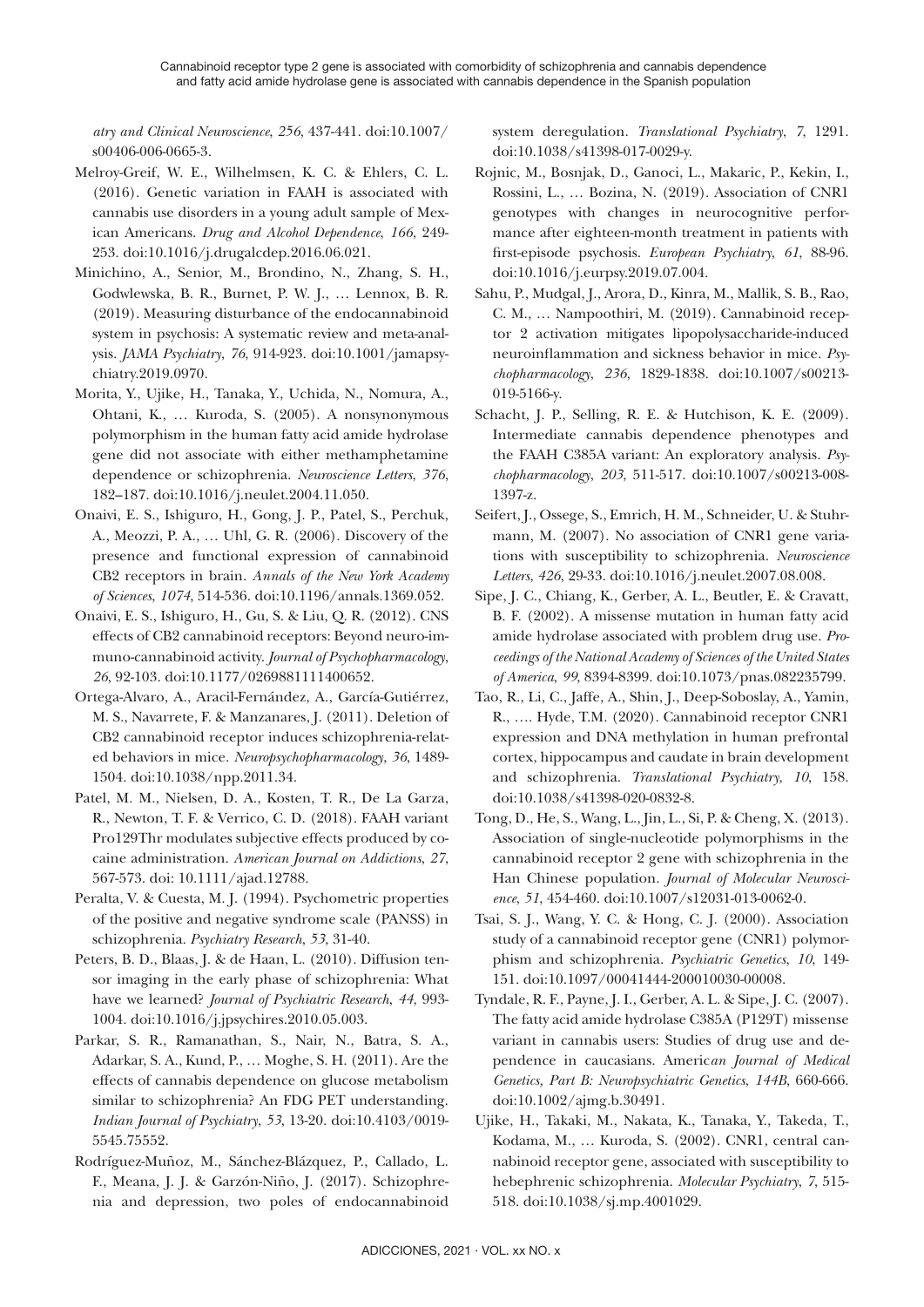*atry and Clinical Neuroscience*, *256*, 437-441. doi:10.1007/s00406-006-0665-3.

Melroy-Greif, W. E., Wilhelmsen, K. C. & Ehlers, C. L. (2016). Genetic variation in FAAH is associated with cannabis use disorders in a young adult sample of Mexican Americans. *Drug and Alcohol Dependence*, *166*, 249-253. doi:10.1016/j.drugalcdep.2016.06.021.

Minichino, A., Senior, M., Brondino, N., Zhang, S. H., Godwlewska, B. R., Burnet, P. W. J., … Lennox, B. R. (2019). Measuring disturbance of the endocannabinoid system in psychosis: A systematic review and meta-analysis. *JAMA Psychiatry*, *76*, 914-923. doi:10.1001/jamapsychiatry.2019.0970.

Morita, Y., Ujike, H., Tanaka, Y., Uchida, N., Nomura, A., Ohtani, K., … Kuroda, S. (2005). A nonsynonymous polymorphism in the human fatty acid amide hydrolase gene did not associate with either methamphetamine dependence or schizophrenia. *Neuroscience Letters*, *376*, 182–187. doi:10.1016/j.neulet.2004.11.050.

Onaivi, E. S., Ishiguro, H., Gong, J. P., Patel, S., Perchuk, A., Meozzi, P. A., … Uhl, G. R. (2006). Discovery of the presence and functional expression of cannabinoid CB2 receptors in brain. *Annals of the New York Academy of Sciences*, *1074*, 514-536. doi:10.1196/annals.1369.052.

Onaivi, E. S., Ishiguro, H., Gu, S. & Liu, Q. R. (2012). CNS effects of CB2 cannabinoid receptors: Beyond neuro-immuno-cannabinoid activity. *Journal of Psychopharmacology*, *26*, 92-103. doi:10.1177/0269881111400652.

Ortega-Alvaro, A., Aracil-Fernández, A., García-Gutiérrez, M. S., Navarrete, F. & Manzanares, J. (2011). Deletion of CB2 cannabinoid receptor induces schizophrenia-related behaviors in mice. *Neuropsychopharmacology*, *36*, 1489-1504. doi:10.1038/npp.2011.34.

Patel, M. M., Nielsen, D. A., Kosten, T. R., De La Garza, R., Newton, T. F. & Verrico, C. D. (2018). FAAH variant Pro129Thr modulates subjective effects produced by cocaine administration. *American Journal on Addictions*, *27*, 567-573. doi: 10.1111/ajad.12788.

Peralta, V. & Cuesta, M. J. (1994). Psychometric properties of the positive and negative syndrome scale (PANSS) in schizophrenia. *Psychiatry Research*, *53*, 31-40.

Peters, B. D., Blaas, J. & de Haan, L. (2010). Diffusion tensor imaging in the early phase of schizophrenia: What have we learned? *Journal of Psychiatric Research*, *44*, 993-1004. doi:10.1016/j.jpsychires.2010.05.003.

Parkar, S. R., Ramanathan, S., Nair, N., Batra, S. A., Adarkar, S. A., Kund, P., … Moghe, S. H. (2011). Are the effects of cannabis dependence on glucose metabolism similar to schizophrenia? An FDG PET understanding. *Indian Journal of Psychiatry*, *53*, 13-20. doi:10.4103/0019-5545.75552.

Rodríguez-Muñoz, M., Sánchez-Blázquez, P., Callado, L. F., Meana, J. J. & Garzón-Niño, J. (2017). Schizophrenia and depression, two poles of endocannabinoid system deregulation. *Translational Psychiatry*, *7*, 1291. doi:10.1038/s41398-017-0029-y.

Rojnic, M., Bosnjak, D., Ganoci, L., Makaric, P., Kekin, I., Rossini, L., … Bozina, N. (2019). Association of CNR1 genotypes with changes in neurocognitive performance after eighteen-month treatment in patients with first-episode psychosis. *European Psychiatry*, *61*, 88-96. doi:10.1016/j.eurpsy.2019.07.004.

Sahu, P., Mudgal, J., Arora, D., Kinra, M., Mallik, S. B., Rao, C. M., … Nampoothiri, M. (2019). Cannabinoid receptor 2 activation mitigates lipopolysaccharide-induced neuroinflammation and sickness behavior in mice. *Psychopharmacology*, *236*, 1829-1838. doi:10.1007/s00213-019-5166-y.

Schacht, J. P., Selling, R. E. & Hutchison, K. E. (2009). Intermediate cannabis dependence phenotypes and the FAAH C385A variant: An exploratory analysis. *Psychopharmacology*, *203*, 511-517. doi:10.1007/s00213-008-1397-z.

Seifert, J., Ossege, S., Emrich, H. M., Schneider, U. & Stuhrmann, M. (2007). No association of CNR1 gene variations with susceptibility to schizophrenia. *Neuroscience Letters*, *426*, 29-33. doi:10.1016/j.neulet.2007.08.008.

Sipe, J. C., Chiang, K., Gerber, A. L., Beutler, E. & Cravatt, B. F. (2002). A missense mutation in human fatty acid amide hydrolase associated with problem drug use. *Proceedings of the National Academy of Sciences of the United States of America*, *99*, 8394-8399. doi:10.1073/pnas.082235799.

Tao, R., Li, C., Jaffe, A., Shin, J., Deep-Soboslay, A., Yamin, R., …. Hyde, T.M. (2020). Cannabinoid receptor CNR1 expression and DNA methylation in human prefrontal cortex, hippocampus and caudate in brain development and schizophrenia. *Translational Psychiatry*, *10*, 158. doi:10.1038/s41398-020-0832-8.

Tong, D., He, S., Wang, L., Jin, L., Si, P. & Cheng, X. (2013). Association of single-nucleotide polymorphisms in the cannabinoid receptor 2 gene with schizophrenia in the Han Chinese population. *Journal of Molecular Neuroscience*, *51*, 454-460. doi:10.1007/s12031-013-0062-0.

Tsai, S. J., Wang, Y. C. & Hong, C. J. (2000). Association study of a cannabinoid receptor gene (CNR1) polymorphism and schizophrenia. *Psychiatric Genetics*, *10*, 149-151. doi:10.1097/00041444-200010030-00008.

Tyndale, R. F., Payne, J. I., Gerber, A. L. & Sipe, J. C. (2007). The fatty acid amide hydrolase C385A (P129T) missense variant in cannabis users: Studies of drug use and dependence in caucasians. *American Journal of Medical Genetics, Part B: Neuropsychiatric Genetics*, *144B*, 660-666. doi:10.1002/ajmg.b.30491.

Ujike, H., Takaki, M., Nakata, K., Tanaka, Y., Takeda, T., Kodama, M., … Kuroda, S. (2002). CNR1, central cannabinoid receptor gene, associated with susceptibility to hebephrenic schizophrenia. *Molecular Psychiatry*, *7*, 515-518. doi:10.1038/sj.mp.4001029.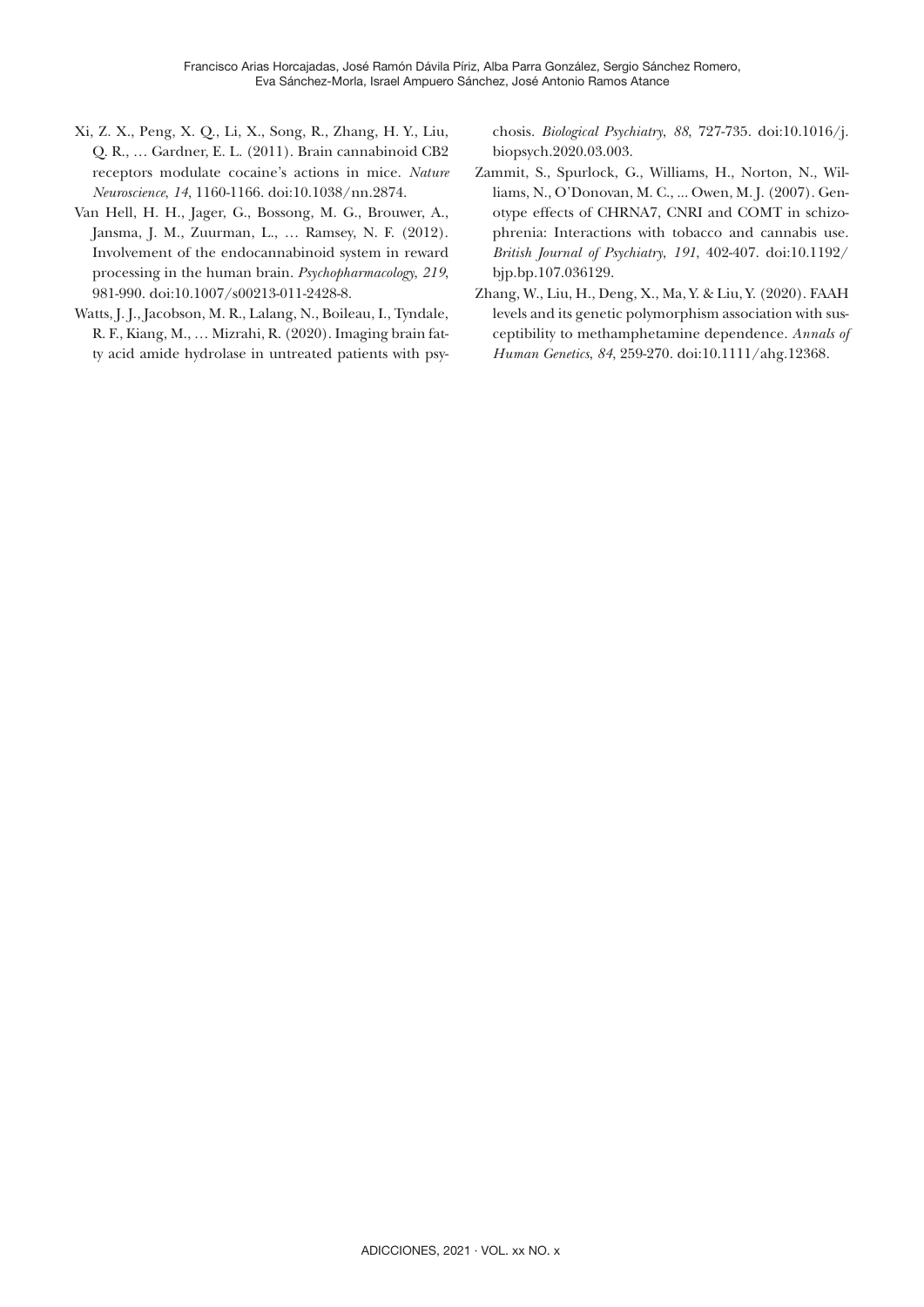Xi, Z. X., Peng, X. Q., Li, X., Song, R., Zhang, H. Y., Liu, Q. R., … Gardner, E. L. (2011). Brain cannabinoid CB2 receptors modulate cocaine's actions in mice. *Nature Neuroscience*, *14*, 1160-1166. doi:10.1038/nn.2874.

Van Hell, H. H., Jager, G., Bossong, M. G., Brouwer, A., Jansma, J. M., Zuurman, L., … Ramsey, N. F. (2012). Involvement of the endocannabinoid system in reward processing in the human brain. *Psychopharmacology*, *219*, 981-990. doi:10.1007/s00213-011-2428-8.

Watts, J. J., Jacobson, M. R., Lalang, N., Boileau, I., Tyndale, R. F., Kiang, M., … Mizrahi, R. (2020). Imaging brain fatty acid amide hydrolase in untreated patients with psychosis. *Biological Psychiatry*, *88*, 727-735. doi:10.1016/j.biopsych.2020.03.003.

Zammit, S., Spurlock, G., Williams, H., Norton, N., Williams, N., O'Donovan, M. C., ... Owen, M. J. (2007). Genotype effects of CHRNA7, CNRI and COMT in schizophrenia: Interactions with tobacco and cannabis use. *British Journal of Psychiatry*, *191*, 402-407. doi:10.1192/bjp.bp.107.036129.

Zhang, W., Liu, H., Deng, X., Ma, Y. & Liu, Y. (2020). FAAH levels and its genetic polymorphism association with susceptibility to methamphetamine dependence. *Annals of Human Genetics*, *84*, 259-270. doi:10.1111/ahg.12368.